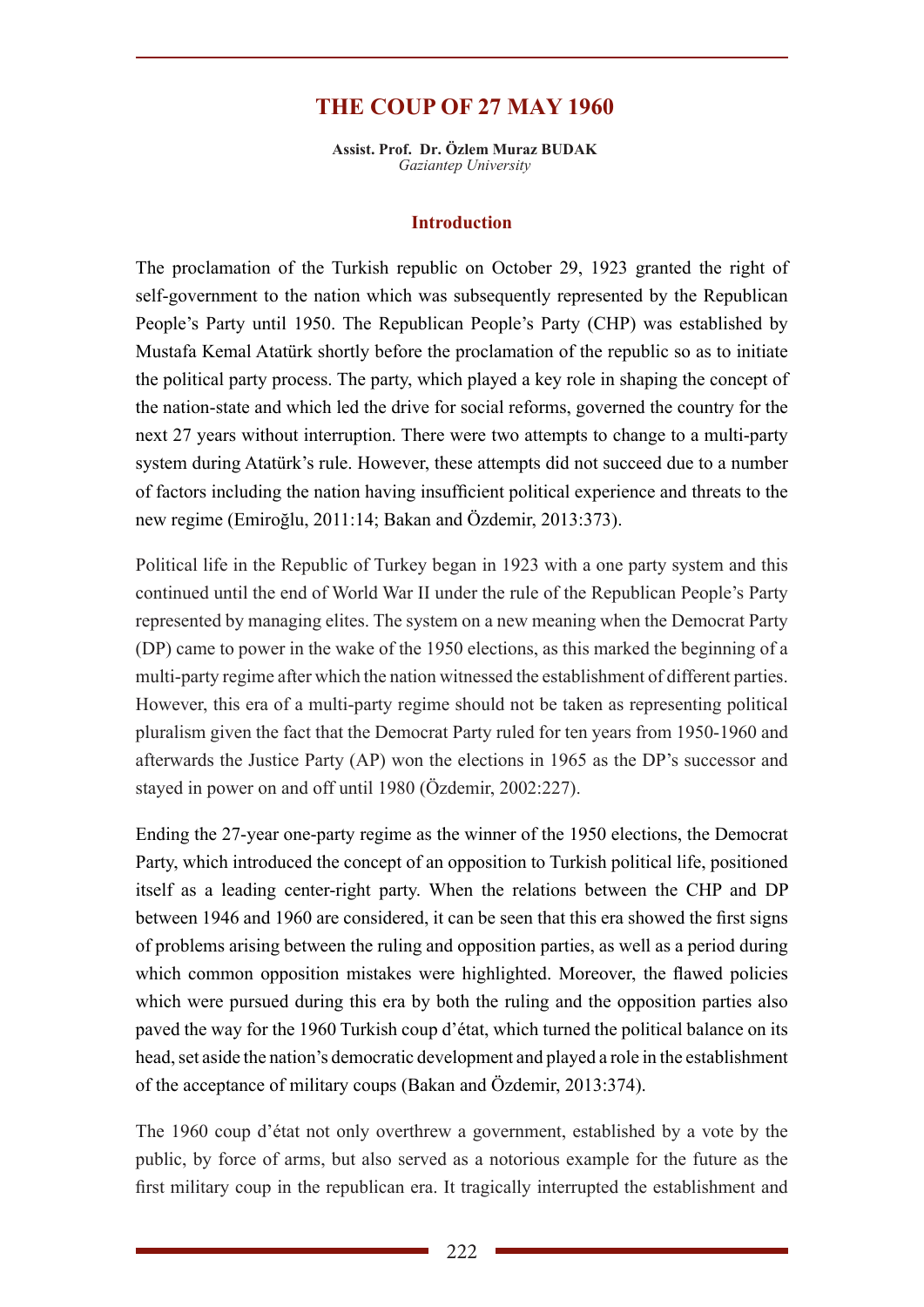# THE COUP OF 27 MAY 1960

**Assist. Prof. Dr. Özlem Muraz BUDAK**
*Gaziantep University*

## Introduction

The proclamation of the Turkish republic on October 29, 1923 granted the right of self-government to the nation which was subsequently represented by the Republican People's Party until 1950. The Republican People's Party (CHP) was established by Mustafa Kemal Atatürk shortly before the proclamation of the republic so as to initiate the political party process. The party, which played a key role in shaping the concept of the nation-state and which led the drive for social reforms, governed the country for the next 27 years without interruption. There were two attempts to change to a multi-party system during Atatürk's rule. However, these attempts did not succeed due to a number of factors including the nation having insufficient political experience and threats to the new regime (Emiroğlu, 2011:14; Bakan and Özdemir, 2013:373).

Political life in the Republic of Turkey began in 1923 with a one party system and this continued until the end of World War II under the rule of the Republican People's Party represented by managing elites. The system on a new meaning when the Democrat Party (DP) came to power in the wake of the 1950 elections, as this marked the beginning of a multi-party regime after which the nation witnessed the establishment of different parties. However, this era of a multi-party regime should not be taken as representing political pluralism given the fact that the Democrat Party ruled for ten years from 1950-1960 and afterwards the Justice Party (AP) won the elections in 1965 as the DP's successor and stayed in power on and off until 1980 (Özdemir, 2002:227).

Ending the 27-year one-party regime as the winner of the 1950 elections, the Democrat Party, which introduced the concept of an opposition to Turkish political life, positioned itself as a leading center-right party. When the relations between the CHP and DP between 1946 and 1960 are considered, it can be seen that this era showed the first signs of problems arising between the ruling and opposition parties, as well as a period during which common opposition mistakes were highlighted. Moreover, the flawed policies which were pursued during this era by both the ruling and the opposition parties also paved the way for the 1960 Turkish coup d'état, which turned the political balance on its head, set aside the nation's democratic development and played a role in the establishment of the acceptance of military coups (Bakan and Özdemir, 2013:374).

The 1960 coup d'état not only overthrew a government, established by a vote by the public, by force of arms, but also served as a notorious example for the future as the first military coup in the republican era. It tragically interrupted the establishment and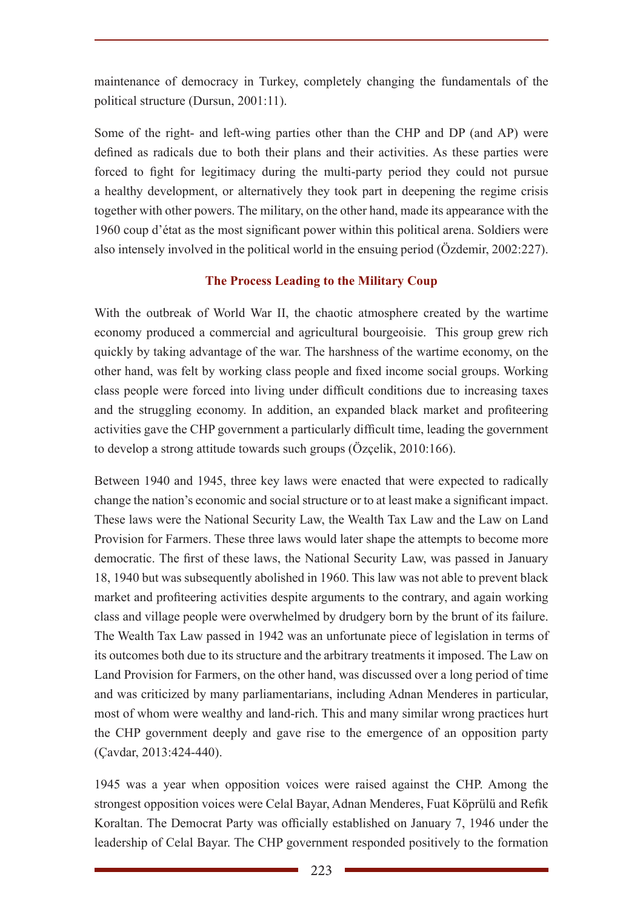maintenance of democracy in Turkey, completely changing the fundamentals of the political structure (Dursun, 2001:11).

Some of the right- and left-wing parties other than the CHP and DP (and AP) were defined as radicals due to both their plans and their activities. As these parties were forced to fight for legitimacy during the multi-party period they could not pursue a healthy development, or alternatively they took part in deepening the regime crisis together with other powers. The military, on the other hand, made its appearance with the 1960 coup d'état as the most significant power within this political arena. Soldiers were also intensely involved in the political world in the ensuing period (Özdemir, 2002:227).

## The Process Leading to the Military Coup

With the outbreak of World War II, the chaotic atmosphere created by the wartime economy produced a commercial and agricultural bourgeoisie. This group grew rich quickly by taking advantage of the war. The harshness of the wartime economy, on the other hand, was felt by working class people and fixed income social groups. Working class people were forced into living under difficult conditions due to increasing taxes and the struggling economy. In addition, an expanded black market and profiteering activities gave the CHP government a particularly difficult time, leading the government to develop a strong attitude towards such groups (Özçelik, 2010:166).

Between 1940 and 1945, three key laws were enacted that were expected to radically change the nation's economic and social structure or to at least make a significant impact. These laws were the National Security Law, the Wealth Tax Law and the Law on Land Provision for Farmers. These three laws would later shape the attempts to become more democratic. The first of these laws, the National Security Law, was passed in January 18, 1940 but was subsequently abolished in 1960. This law was not able to prevent black market and profiteering activities despite arguments to the contrary, and again working class and village people were overwhelmed by drudgery born by the brunt of its failure. The Wealth Tax Law passed in 1942 was an unfortunate piece of legislation in terms of its outcomes both due to its structure and the arbitrary treatments it imposed. The Law on Land Provision for Farmers, on the other hand, was discussed over a long period of time and was criticized by many parliamentarians, including Adnan Menderes in particular, most of whom were wealthy and land-rich. This and many similar wrong practices hurt the CHP government deeply and gave rise to the emergence of an opposition party (Çavdar, 2013:424-440).

1945 was a year when opposition voices were raised against the CHP. Among the strongest opposition voices were Celal Bayar, Adnan Menderes, Fuat Köprülü and Refik Koraltan. The Democrat Party was officially established on January 7, 1946 under the leadership of Celal Bayar. The CHP government responded positively to the formation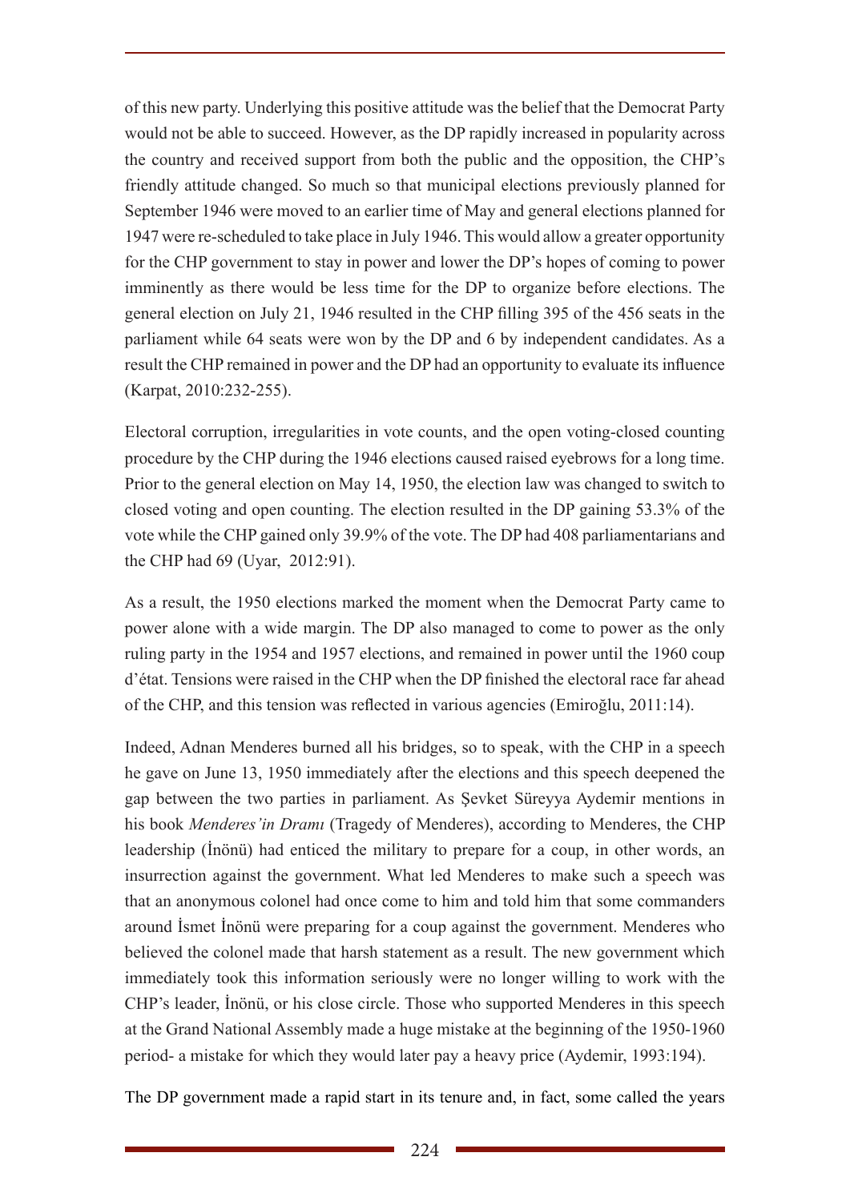of this new party. Underlying this positive attitude was the belief that the Democrat Party would not be able to succeed. However, as the DP rapidly increased in popularity across the country and received support from both the public and the opposition, the CHP's friendly attitude changed. So much so that municipal elections previously planned for September 1946 were moved to an earlier time of May and general elections planned for 1947 were re-scheduled to take place in July 1946. This would allow a greater opportunity for the CHP government to stay in power and lower the DP's hopes of coming to power imminently as there would be less time for the DP to organize before elections. The general election on July 21, 1946 resulted in the CHP filling 395 of the 456 seats in the parliament while 64 seats were won by the DP and 6 by independent candidates. As a result the CHP remained in power and the DP had an opportunity to evaluate its influence (Karpat, 2010:232-255).

Electoral corruption, irregularities in vote counts, and the open voting-closed counting procedure by the CHP during the 1946 elections caused raised eyebrows for a long time. Prior to the general election on May 14, 1950, the election law was changed to switch to closed voting and open counting. The election resulted in the DP gaining 53.3% of the vote while the CHP gained only 39.9% of the vote. The DP had 408 parliamentarians and the CHP had 69 (Uyar, 2012:91).

As a result, the 1950 elections marked the moment when the Democrat Party came to power alone with a wide margin. The DP also managed to come to power as the only ruling party in the 1954 and 1957 elections, and remained in power until the 1960 coup d'état. Tensions were raised in the CHP when the DP finished the electoral race far ahead of the CHP, and this tension was reflected in various agencies (Emiroğlu, 2011:14).

Indeed, Adnan Menderes burned all his bridges, so to speak, with the CHP in a speech he gave on June 13, 1950 immediately after the elections and this speech deepened the gap between the two parties in parliament. As Şevket Süreyya Aydemir mentions in his book *Menderes'in Dramı* (Tragedy of Menderes), according to Menderes, the CHP leadership (İnönü) had enticed the military to prepare for a coup, in other words, an insurrection against the government. What led Menderes to make such a speech was that an anonymous colonel had once come to him and told him that some commanders around İsmet İnönü were preparing for a coup against the government. Menderes who believed the colonel made that harsh statement as a result. The new government which immediately took this information seriously were no longer willing to work with the CHP's leader, İnönü, or his close circle. Those who supported Menderes in this speech at the Grand National Assembly made a huge mistake at the beginning of the 1950-1960 period- a mistake for which they would later pay a heavy price (Aydemir, 1993:194).

The DP government made a rapid start in its tenure and, in fact, some called the years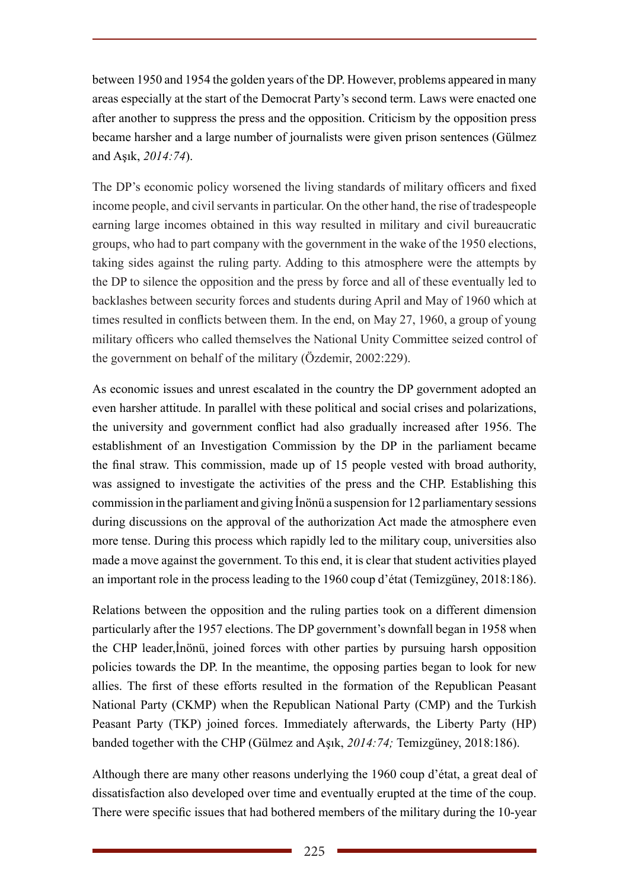between 1950 and 1954 the golden years of the DP. However, problems appeared in many areas especially at the start of the Democrat Party's second term. Laws were enacted one after another to suppress the press and the opposition. Criticism by the opposition press became harsher and a large number of journalists were given prison sentences (Gülmez and Aşık, *2014:74*).

The DP's economic policy worsened the living standards of military officers and fixed income people, and civil servants in particular. On the other hand, the rise of tradespeople earning large incomes obtained in this way resulted in military and civil bureaucratic groups, who had to part company with the government in the wake of the 1950 elections, taking sides against the ruling party. Adding to this atmosphere were the attempts by the DP to silence the opposition and the press by force and all of these eventually led to backlashes between security forces and students during April and May of 1960 which at times resulted in conflicts between them. In the end, on May 27, 1960, a group of young military officers who called themselves the National Unity Committee seized control of the government on behalf of the military (Özdemir, 2002:229).

As economic issues and unrest escalated in the country the DP government adopted an even harsher attitude. In parallel with these political and social crises and polarizations, the university and government conflict had also gradually increased after 1956. The establishment of an Investigation Commission by the DP in the parliament became the final straw. This commission, made up of 15 people vested with broad authority, was assigned to investigate the activities of the press and the CHP. Establishing this commission in the parliament and giving İnönü a suspension for 12 parliamentary sessions during discussions on the approval of the authorization Act made the atmosphere even more tense. During this process which rapidly led to the military coup, universities also made a move against the government. To this end, it is clear that student activities played an important role in the process leading to the 1960 coup d'état (Temizgüney, 2018:186).

Relations between the opposition and the ruling parties took on a different dimension particularly after the 1957 elections. The DP government's downfall began in 1958 when the CHP leader,İnönü, joined forces with other parties by pursuing harsh opposition policies towards the DP. In the meantime, the opposing parties began to look for new allies. The first of these efforts resulted in the formation of the Republican Peasant National Party (CKMP) when the Republican National Party (CMP) and the Turkish Peasant Party (TKP) joined forces. Immediately afterwards, the Liberty Party (HP) banded together with the CHP (Gülmez and Aşık, *2014:74;* Temizgüney, 2018:186).

Although there are many other reasons underlying the 1960 coup d'état, a great deal of dissatisfaction also developed over time and eventually erupted at the time of the coup. There were specific issues that had bothered members of the military during the 10-year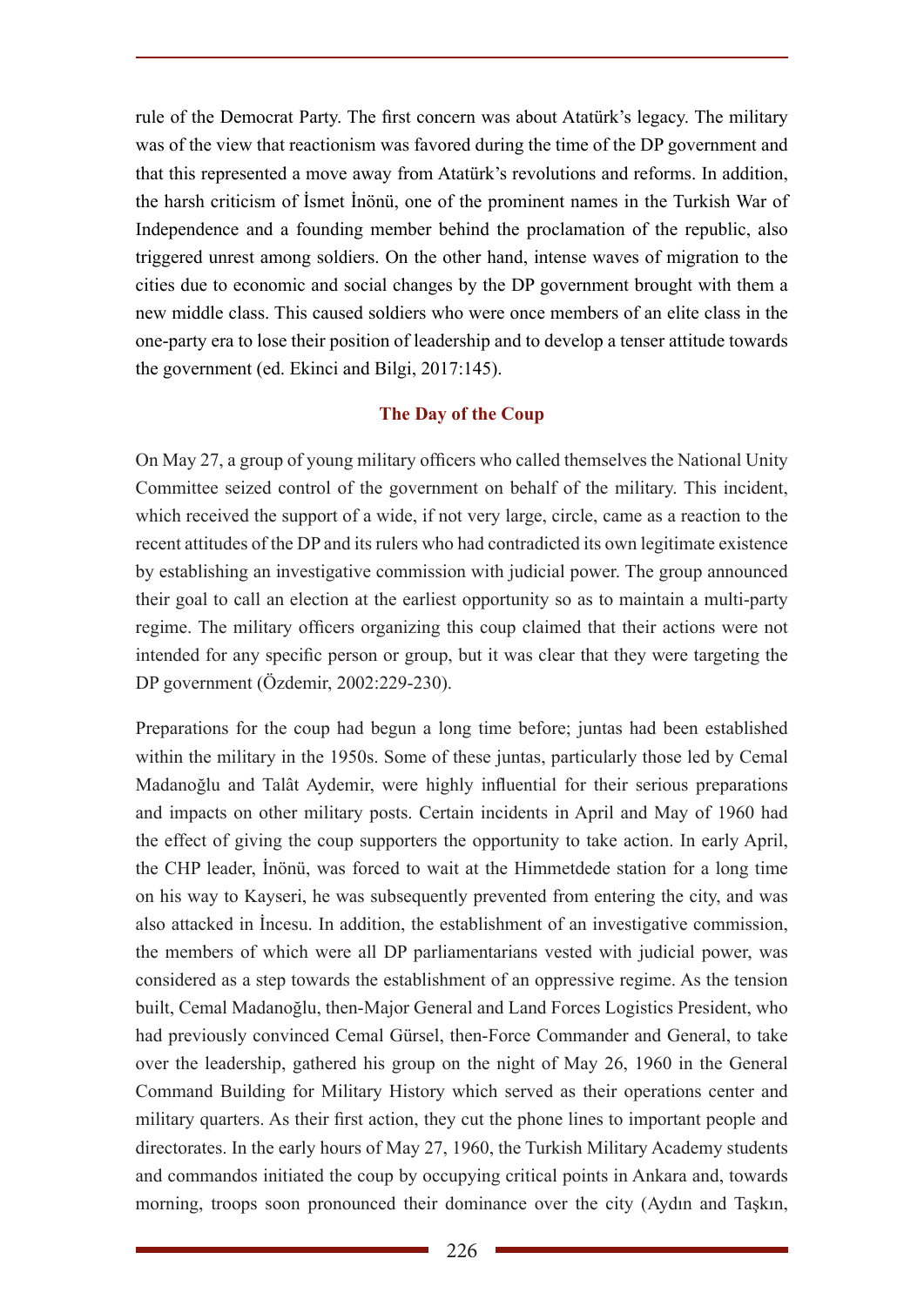rule of the Democrat Party. The first concern was about Atatürk's legacy. The military was of the view that reactionism was favored during the time of the DP government and that this represented a move away from Atatürk's revolutions and reforms. In addition, the harsh criticism of İsmet İnönü, one of the prominent names in the Turkish War of Independence and a founding member behind the proclamation of the republic, also triggered unrest among soldiers. On the other hand, intense waves of migration to the cities due to economic and social changes by the DP government brought with them a new middle class. This caused soldiers who were once members of an elite class in the one-party era to lose their position of leadership and to develop a tenser attitude towards the government (ed. Ekinci and Bilgi, 2017:145).

## The Day of the Coup

On May 27, a group of young military officers who called themselves the National Unity Committee seized control of the government on behalf of the military. This incident, which received the support of a wide, if not very large, circle, came as a reaction to the recent attitudes of the DP and its rulers who had contradicted its own legitimate existence by establishing an investigative commission with judicial power. The group announced their goal to call an election at the earliest opportunity so as to maintain a multi-party regime. The military officers organizing this coup claimed that their actions were not intended for any specific person or group, but it was clear that they were targeting the DP government (Özdemir, 2002:229-230).

Preparations for the coup had begun a long time before; juntas had been established within the military in the 1950s. Some of these juntas, particularly those led by Cemal Madanoğlu and Talât Aydemir, were highly influential for their serious preparations and impacts on other military posts. Certain incidents in April and May of 1960 had the effect of giving the coup supporters the opportunity to take action. In early April, the CHP leader, İnönü, was forced to wait at the Himmetdede station for a long time on his way to Kayseri, he was subsequently prevented from entering the city, and was also attacked in İncesu. In addition, the establishment of an investigative commission, the members of which were all DP parliamentarians vested with judicial power, was considered as a step towards the establishment of an oppressive regime. As the tension built, Cemal Madanoğlu, then-Major General and Land Forces Logistics President, who had previously convinced Cemal Gürsel, then-Force Commander and General, to take over the leadership, gathered his group on the night of May 26, 1960 in the General Command Building for Military History which served as their operations center and military quarters. As their first action, they cut the phone lines to important people and directorates. In the early hours of May 27, 1960, the Turkish Military Academy students and commandos initiated the coup by occupying critical points in Ankara and, towards morning, troops soon pronounced their dominance over the city (Aydın and Taşkın,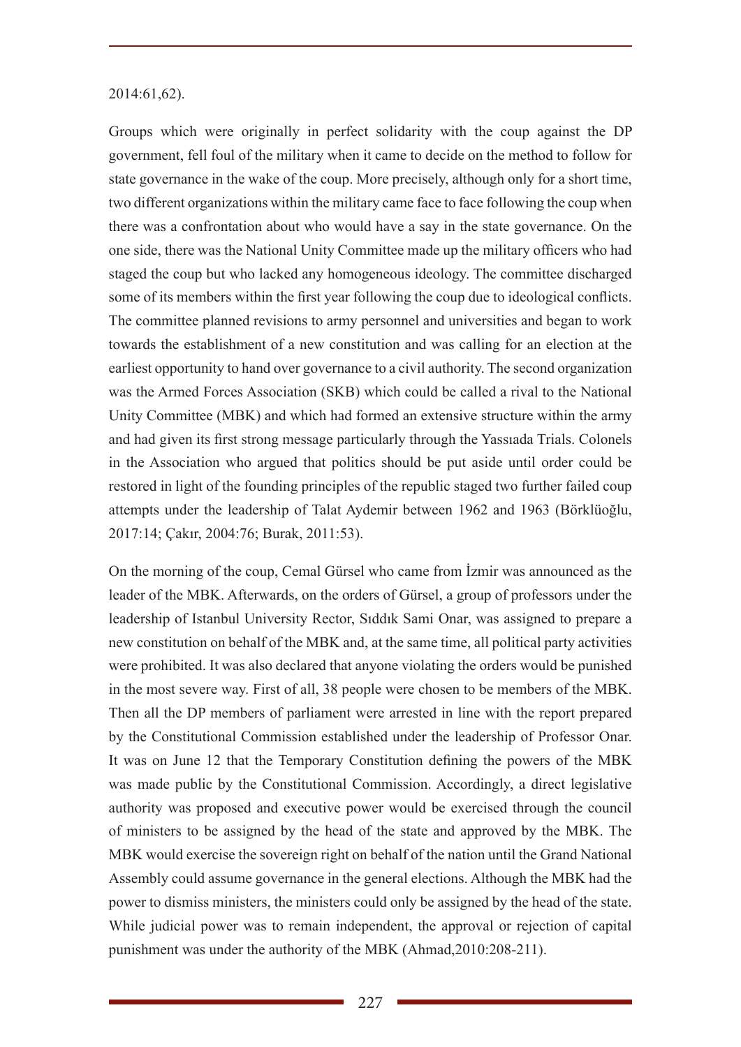2014:61,62).

Groups which were originally in perfect solidarity with the coup against the DP government, fell foul of the military when it came to decide on the method to follow for state governance in the wake of the coup. More precisely, although only for a short time, two different organizations within the military came face to face following the coup when there was a confrontation about who would have a say in the state governance. On the one side, there was the National Unity Committee made up the military officers who had staged the coup but who lacked any homogeneous ideology. The committee discharged some of its members within the first year following the coup due to ideological conflicts. The committee planned revisions to army personnel and universities and began to work towards the establishment of a new constitution and was calling for an election at the earliest opportunity to hand over governance to a civil authority. The second organization was the Armed Forces Association (SKB) which could be called a rival to the National Unity Committee (MBK) and which had formed an extensive structure within the army and had given its first strong message particularly through the Yassıada Trials. Colonels in the Association who argued that politics should be put aside until order could be restored in light of the founding principles of the republic staged two further failed coup attempts under the leadership of Talat Aydemir between 1962 and 1963 (Börklüoğlu, 2017:14; Çakır, 2004:76; Burak, 2011:53).

On the morning of the coup, Cemal Gürsel who came from İzmir was announced as the leader of the MBK. Afterwards, on the orders of Gürsel, a group of professors under the leadership of Istanbul University Rector, Sıddık Sami Onar, was assigned to prepare a new constitution on behalf of the MBK and, at the same time, all political party activities were prohibited. It was also declared that anyone violating the orders would be punished in the most severe way. First of all, 38 people were chosen to be members of the MBK. Then all the DP members of parliament were arrested in line with the report prepared by the Constitutional Commission established under the leadership of Professor Onar. It was on June 12 that the Temporary Constitution defining the powers of the MBK was made public by the Constitutional Commission. Accordingly, a direct legislative authority was proposed and executive power would be exercised through the council of ministers to be assigned by the head of the state and approved by the MBK. The MBK would exercise the sovereign right on behalf of the nation until the Grand National Assembly could assume governance in the general elections. Although the MBK had the power to dismiss ministers, the ministers could only be assigned by the head of the state. While judicial power was to remain independent, the approval or rejection of capital punishment was under the authority of the MBK (Ahmad,2010:208-211).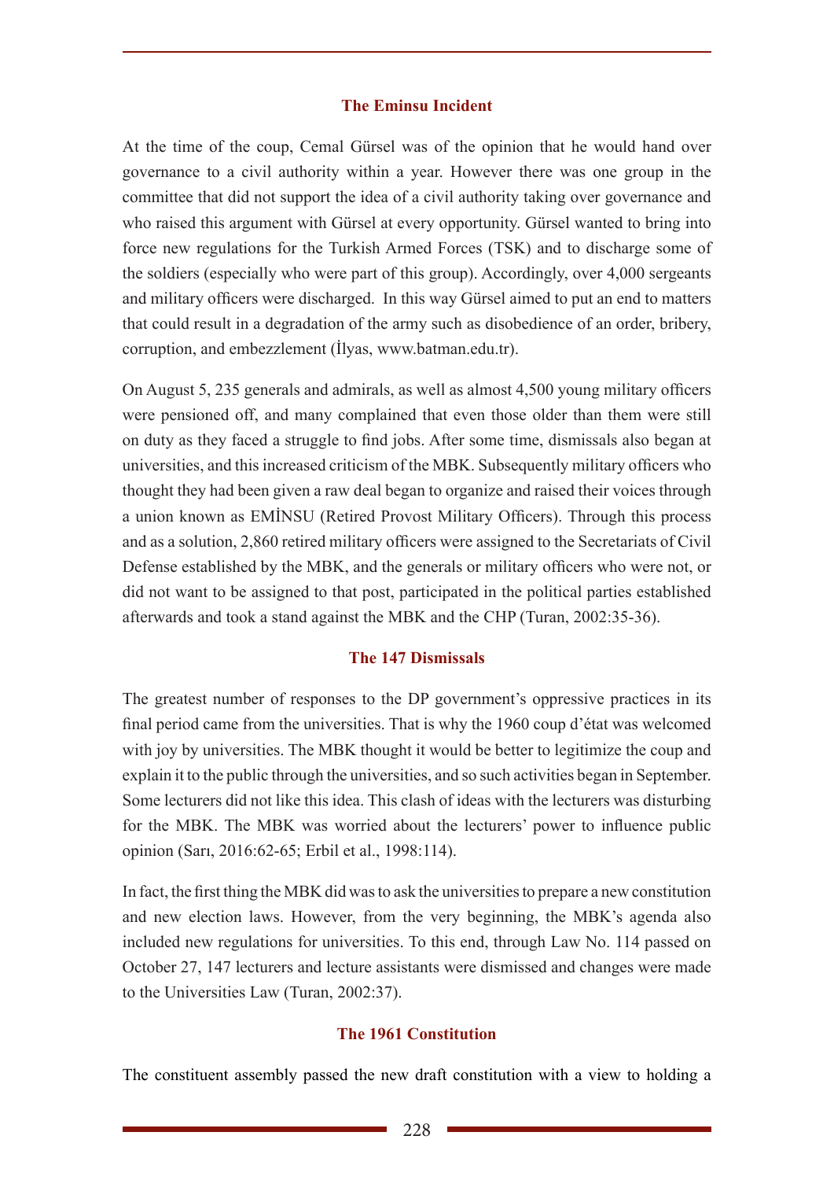### The Eminsu Incident

At the time of the coup, Cemal Gürsel was of the opinion that he would hand over governance to a civil authority within a year. However there was one group in the committee that did not support the idea of a civil authority taking over governance and who raised this argument with Gürsel at every opportunity. Gürsel wanted to bring into force new regulations for the Turkish Armed Forces (TSK) and to discharge some of the soldiers (especially who were part of this group). Accordingly, over 4,000 sergeants and military officers were discharged. In this way Gürsel aimed to put an end to matters that could result in a degradation of the army such as disobedience of an order, bribery, corruption, and embezzlement (İlyas, www.batman.edu.tr).

On August 5, 235 generals and admirals, as well as almost 4,500 young military officers were pensioned off, and many complained that even those older than them were still on duty as they faced a struggle to find jobs. After some time, dismissals also began at universities, and this increased criticism of the MBK. Subsequently military officers who thought they had been given a raw deal began to organize and raised their voices through a union known as EMİNSU (Retired Provost Military Officers). Through this process and as a solution, 2,860 retired military officers were assigned to the Secretariats of Civil Defense established by the MBK, and the generals or military officers who were not, or did not want to be assigned to that post, participated in the political parties established afterwards and took a stand against the MBK and the CHP (Turan, 2002:35-36).

### The 147 Dismissals

The greatest number of responses to the DP government's oppressive practices in its final period came from the universities. That is why the 1960 coup d'état was welcomed with joy by universities. The MBK thought it would be better to legitimize the coup and explain it to the public through the universities, and so such activities began in September. Some lecturers did not like this idea. This clash of ideas with the lecturers was disturbing for the MBK. The MBK was worried about the lecturers' power to influence public opinion (Sarı, 2016:62-65; Erbil et al., 1998:114).

In fact, the first thing the MBK did was to ask the universities to prepare a new constitution and new election laws. However, from the very beginning, the MBK's agenda also included new regulations for universities. To this end, through Law No. 114 passed on October 27, 147 lecturers and lecture assistants were dismissed and changes were made to the Universities Law (Turan, 2002:37).

### The 1961 Constitution

The constituent assembly passed the new draft constitution with a view to holding a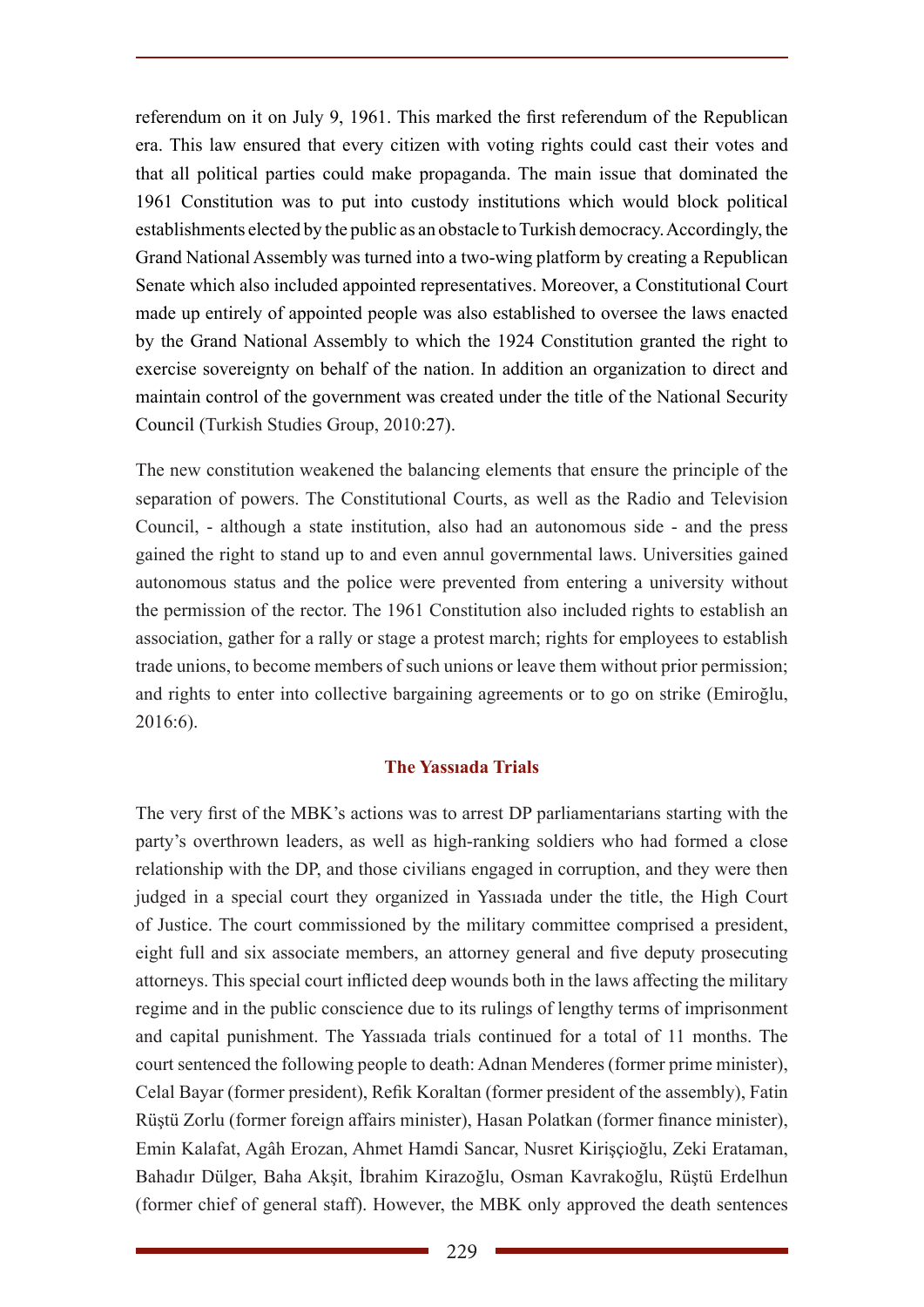referendum on it on July 9, 1961. This marked the first referendum of the Republican era. This law ensured that every citizen with voting rights could cast their votes and that all political parties could make propaganda. The main issue that dominated the 1961 Constitution was to put into custody institutions which would block political establishments elected by the public as an obstacle to Turkish democracy. Accordingly, the Grand National Assembly was turned into a two-wing platform by creating a Republican Senate which also included appointed representatives. Moreover, a Constitutional Court made up entirely of appointed people was also established to oversee the laws enacted by the Grand National Assembly to which the 1924 Constitution granted the right to exercise sovereignty on behalf of the nation. In addition an organization to direct and maintain control of the government was created under the title of the National Security Council (Turkish Studies Group, 2010:27).

The new constitution weakened the balancing elements that ensure the principle of the separation of powers. The Constitutional Courts, as well as the Radio and Television Council, - although a state institution, also had an autonomous side - and the press gained the right to stand up to and even annul governmental laws. Universities gained autonomous status and the police were prevented from entering a university without the permission of the rector. The 1961 Constitution also included rights to establish an association, gather for a rally or stage a protest march; rights for employees to establish trade unions, to become members of such unions or leave them without prior permission; and rights to enter into collective bargaining agreements or to go on strike (Emiroğlu, 2016:6).

### The Yassıada Trials

The very first of the MBK's actions was to arrest DP parliamentarians starting with the party's overthrown leaders, as well as high-ranking soldiers who had formed a close relationship with the DP, and those civilians engaged in corruption, and they were then judged in a special court they organized in Yassıada under the title, the High Court of Justice. The court commissioned by the military committee comprised a president, eight full and six associate members, an attorney general and five deputy prosecuting attorneys. This special court inflicted deep wounds both in the laws affecting the military regime and in the public conscience due to its rulings of lengthy terms of imprisonment and capital punishment. The Yassıada trials continued for a total of 11 months. The court sentenced the following people to death: Adnan Menderes (former prime minister), Celal Bayar (former president), Refik Koraltan (former president of the assembly), Fatin Rüştü Zorlu (former foreign affairs minister), Hasan Polatkan (former finance minister), Emin Kalafat, Agâh Erozan, Ahmet Hamdi Sancar, Nusret Kirişçioğlu, Zeki Erataman, Bahadır Dülger, Baha Akşit, İbrahim Kirazoğlu, Osman Kavrakoğlu, Rüştü Erdelhun (former chief of general staff). However, the MBK only approved the death sentences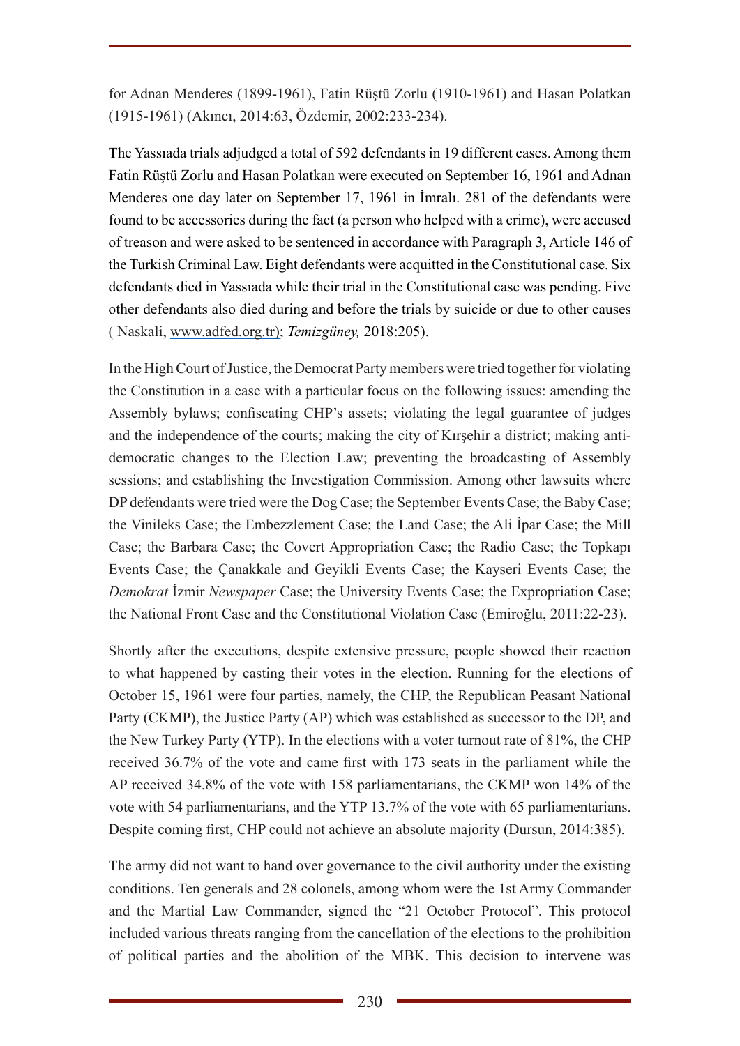for Adnan Menderes (1899-1961), Fatin Rüştü Zorlu (1910-1961) and Hasan Polatkan (1915-1961) (Akıncı, 2014:63, Özdemir, 2002:233-234).

The Yassıada trials adjudged a total of 592 defendants in 19 different cases. Among them Fatin Rüştü Zorlu and Hasan Polatkan were executed on September 16, 1961 and Adnan Menderes one day later on September 17, 1961 in İmralı. 281 of the defendants were found to be accessories during the fact (a person who helped with a crime), were accused of treason and were asked to be sentenced in accordance with Paragraph 3, Article 146 of the Turkish Criminal Law. Eight defendants were acquitted in the Constitutional case. Six defendants died in Yassıada while their trial in the Constitutional case was pending. Five other defendants also died during and before the trials by suicide or due to other causes ( Naskali, www.adfed.org.tr); *Temizgüney,* 2018:205).

In the High Court of Justice, the Democrat Party members were tried together for violating the Constitution in a case with a particular focus on the following issues: amending the Assembly bylaws; confiscating CHP's assets; violating the legal guarantee of judges and the independence of the courts; making the city of Kırşehir a district; making anti-democratic changes to the Election Law; preventing the broadcasting of Assembly sessions; and establishing the Investigation Commission. Among other lawsuits where DP defendants were tried were the Dog Case; the September Events Case; the Baby Case; the Vinileks Case; the Embezzlement Case; the Land Case; the Ali İpar Case; the Mill Case; the Barbara Case; the Covert Appropriation Case; the Radio Case; the Topkapı Events Case; the Çanakkale and Geyikli Events Case; the Kayseri Events Case; the *Demokrat* İzmir *Newspaper* Case; the University Events Case; the Expropriation Case; the National Front Case and the Constitutional Violation Case (Emiroğlu, 2011:22-23).

Shortly after the executions, despite extensive pressure, people showed their reaction to what happened by casting their votes in the election. Running for the elections of October 15, 1961 were four parties, namely, the CHP, the Republican Peasant National Party (CKMP), the Justice Party (AP) which was established as successor to the DP, and the New Turkey Party (YTP). In the elections with a voter turnout rate of 81%, the CHP received 36.7% of the vote and came first with 173 seats in the parliament while the AP received 34.8% of the vote with 158 parliamentarians, the CKMP won 14% of the vote with 54 parliamentarians, and the YTP 13.7% of the vote with 65 parliamentarians. Despite coming first, CHP could not achieve an absolute majority (Dursun, 2014:385).

The army did not want to hand over governance to the civil authority under the existing conditions. Ten generals and 28 colonels, among whom were the 1st Army Commander and the Martial Law Commander, signed the "21 October Protocol". This protocol included various threats ranging from the cancellation of the elections to the prohibition of political parties and the abolition of the MBK. This decision to intervene was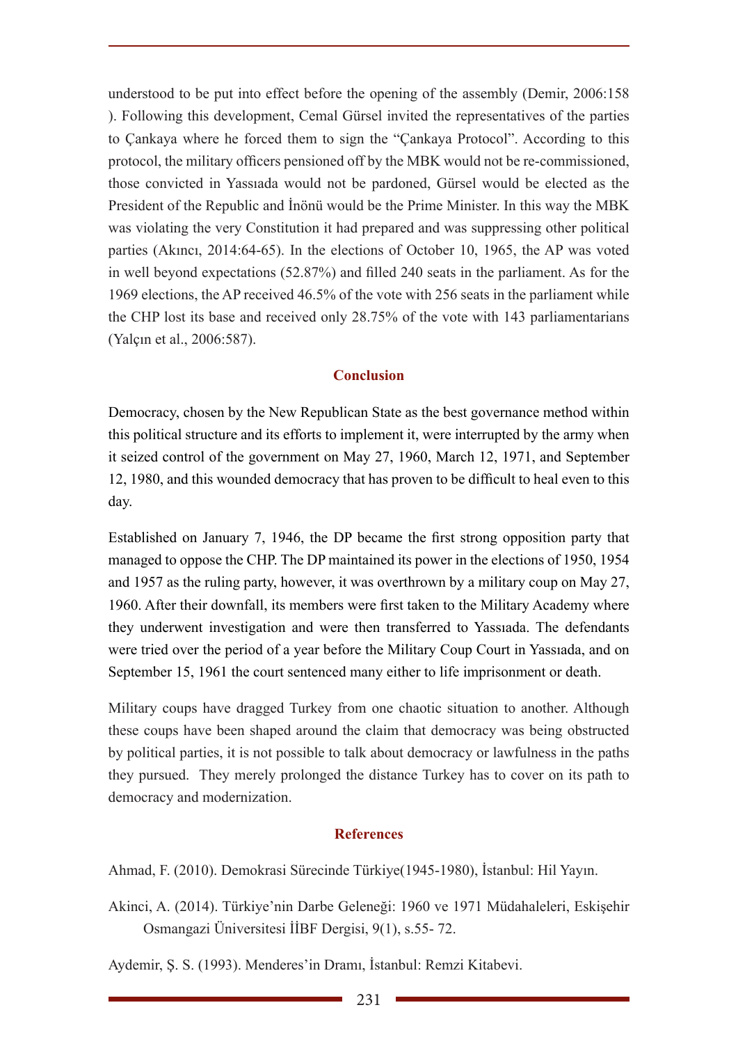understood to be put into effect before the opening of the assembly (Demir, 2006:158 ). Following this development, Cemal Gürsel invited the representatives of the parties to Çankaya where he forced them to sign the "Çankaya Protocol". According to this protocol, the military officers pensioned off by the MBK would not be re-commissioned, those convicted in Yassıada would not be pardoned, Gürsel would be elected as the President of the Republic and İnönü would be the Prime Minister. In this way the MBK was violating the very Constitution it had prepared and was suppressing other political parties (Akıncı, 2014:64-65). In the elections of October 10, 1965, the AP was voted in well beyond expectations (52.87%) and filled 240 seats in the parliament. As for the 1969 elections, the AP received 46.5% of the vote with 256 seats in the parliament while the CHP lost its base and received only 28.75% of the vote with 143 parliamentarians (Yalçın et al., 2006:587).

## Conclusion

Democracy, chosen by the New Republican State as the best governance method within this political structure and its efforts to implement it, were interrupted by the army when it seized control of the government on May 27, 1960, March 12, 1971, and September 12, 1980, and this wounded democracy that has proven to be difficult to heal even to this day.

Established on January 7, 1946, the DP became the first strong opposition party that managed to oppose the CHP. The DP maintained its power in the elections of 1950, 1954 and 1957 as the ruling party, however, it was overthrown by a military coup on May 27, 1960. After their downfall, its members were first taken to the Military Academy where they underwent investigation and were then transferred to Yassıada. The defendants were tried over the period of a year before the Military Coup Court in Yassıada, and on September 15, 1961 the court sentenced many either to life imprisonment or death.

Military coups have dragged Turkey from one chaotic situation to another. Although these coups have been shaped around the claim that democracy was being obstructed by political parties, it is not possible to talk about democracy or lawfulness in the paths they pursued. They merely prolonged the distance Turkey has to cover on its path to democracy and modernization.

## References

Ahmad, F. (2010). Demokrasi Sürecinde Türkiye(1945-1980), İstanbul: Hil Yayın.

Akinci, A. (2014). Türkiye'nin Darbe Geleneği: 1960 ve 1971 Müdahaleleri, Eskişehir Osmangazi Üniversitesi İİBF Dergisi, 9(1), s.55- 72.

Aydemir, Ş. S. (1993). Menderes'in Dramı, İstanbul: Remzi Kitabevi.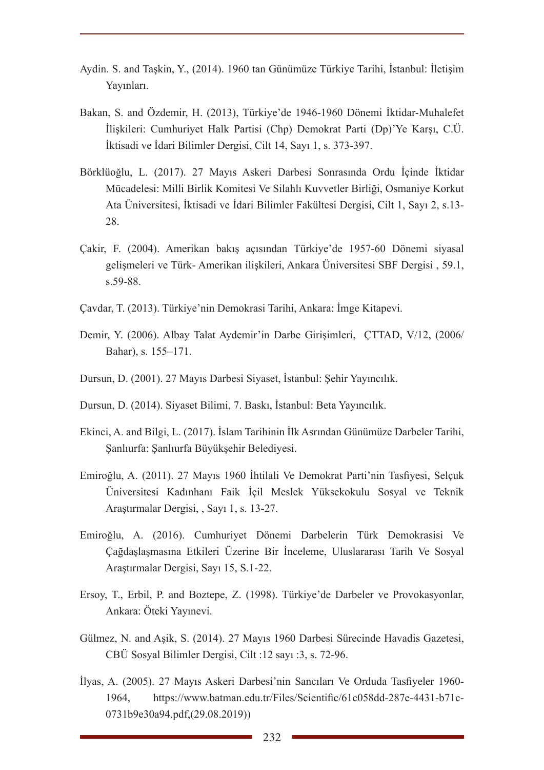Aydin. S. and Taşkin, Y., (2014). 1960 tan Günümüze Türkiye Tarihi, İstanbul: İletişim Yayınları.

Bakan, S. and Özdemir, H. (2013), Türkiye'de 1946-1960 Dönemi İktidar-Muhalefet İlişkileri: Cumhuriyet Halk Partisi (Chp) Demokrat Parti (Dp)'Ye Karşı, C.Ü. İktisadi ve İdari Bilimler Dergisi, Cilt 14, Sayı 1, s. 373-397.

Börklüoğlu, L. (2017). 27 Mayıs Askeri Darbesi Sonrasında Ordu İçinde İktidar Mücadelesi: Milli Birlik Komitesi Ve Silahlı Kuvvetler Birliği, Osmaniye Korkut Ata Üniversitesi, İktisadi ve İdari Bilimler Fakültesi Dergisi, Cilt 1, Sayı 2, s.13-28.

Çakir, F. (2004). Amerikan bakış açısından Türkiye'de 1957-60 Dönemi siyasal gelişmeleri ve Türk- Amerikan ilişkileri, Ankara Üniversitesi SBF Dergisi , 59.1, s.59-88.

Çavdar, T. (2013). Türkiye'nin Demokrasi Tarihi, Ankara: İmge Kitapevi.

Demir, Y. (2006). Albay Talat Aydemir'in Darbe Girişimleri, ÇTTAD, V/12, (2006/ Bahar), s. 155–171.

Dursun, D. (2001). 27 Mayıs Darbesi Siyaset, İstanbul: Şehir Yayıncılık.

Dursun, D. (2014). Siyaset Bilimi, 7. Baskı, İstanbul: Beta Yayıncılık.

Ekinci, A. and Bilgi, L. (2017). İslam Tarihinin İlk Asrından Günümüze Darbeler Tarihi, Şanlıurfa: Şanlıurfa Büyükşehir Belediyesi.

Emiroğlu, A. (2011). 27 Mayıs 1960 İhtilali Ve Demokrat Parti'nin Tasfiyesi, Selçuk Üniversitesi Kadınhanı Faik İçil Meslek Yüksekokulu Sosyal ve Teknik Araştırmalar Dergisi, , Sayı 1, s. 13-27.

Emiroğlu, A. (2016). Cumhuriyet Dönemi Darbelerin Türk Demokrasisi Ve Çağdaşlaşmasına Etkileri Üzerine Bir İnceleme, Uluslararası Tarih Ve Sosyal Araştırmalar Dergisi, Sayı 15, S.1-22.

Ersoy, T., Erbil, P. and Boztepe, Z. (1998). Türkiye'de Darbeler ve Provokasyonlar, Ankara: Öteki Yayınevi.

Gülmez, N. and Aşik, S. (2014). 27 Mayıs 1960 Darbesi Sürecinde Havadis Gazetesi, CBÜ Sosyal Bilimler Dergisi, Cilt :12 sayı :3, s. 72-96.

İlyas, A. (2005). 27 Mayıs Askeri Darbesi'nin Sancıları Ve Orduda Tasfiyeler 1960-1964, https://www.batman.edu.tr/Files/Scientific/61c058dd-287e-4431-b71c-0731b9e30a94.pdf,(29.08.2019))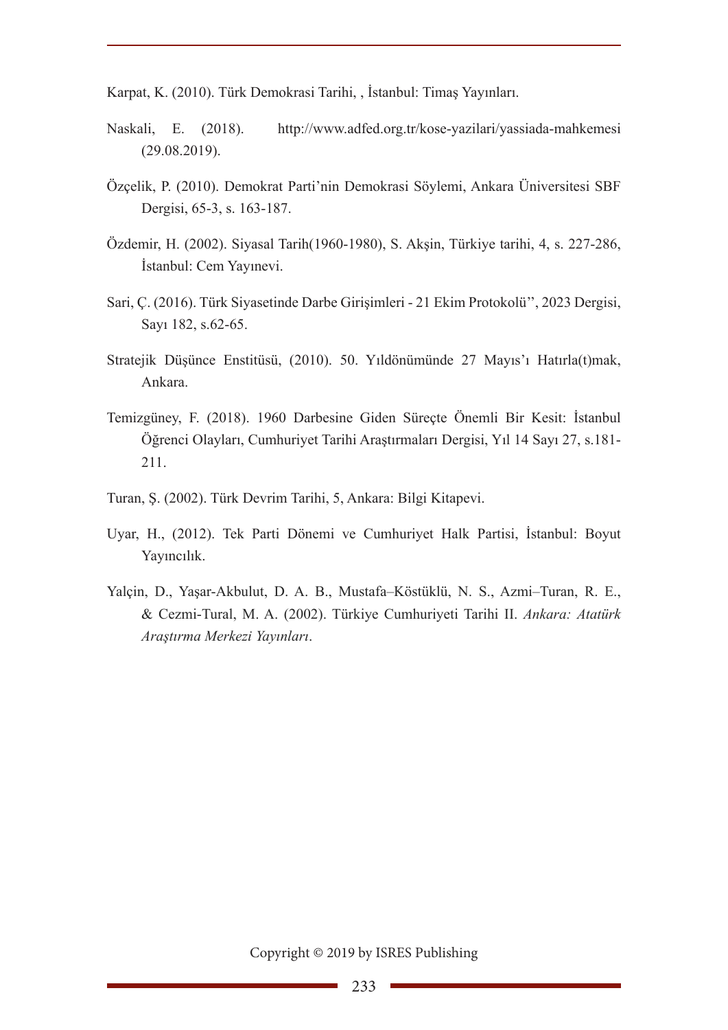Karpat, K. (2010). Türk Demokrasi Tarihi, , İstanbul: Timaş Yayınları.

Naskali, E. (2018). http://www.adfed.org.tr/kose-yazilari/yassiada-mahkemesi (29.08.2019).

Özçelik, P. (2010). Demokrat Parti'nin Demokrasi Söylemi, Ankara Üniversitesi SBF Dergisi, 65-3, s. 163-187.

Özdemir, H. (2002). Siyasal Tarih(1960-1980), S. Akşin, Türkiye tarihi, 4, s. 227-286, İstanbul: Cem Yayınevi.

Sari, Ç. (2016). Türk Siyasetinde Darbe Girişimleri - 21 Ekim Protokolü'', 2023 Dergisi, Sayı 182, s.62-65.

Stratejik Düşünce Enstitüsü, (2010). 50. Yıldönümünde 27 Mayıs'ı Hatırla(t)mak, Ankara.

Temizgüney, F. (2018). 1960 Darbesine Giden Süreçte Önemli Bir Kesit: İstanbul Öğrenci Olayları, Cumhuriyet Tarihi Araştırmaları Dergisi, Yıl 14 Sayı 27, s.181-211.

Turan, Ş. (2002). Türk Devrim Tarihi, 5, Ankara: Bilgi Kitapevi.

Uyar, H., (2012). Tek Parti Dönemi ve Cumhuriyet Halk Partisi, İstanbul: Boyut Yayıncılık.

Yalçin, D., Yaşar-Akbulut, D. A. B., Mustafa–Köstüklü, N. S., Azmi–Turan, R. E., & Cezmi-Tural, M. A. (2002). Türkiye Cumhuriyeti Tarihi II. *Ankara: Atatürk Araştırma Merkezi Yayınları*.

Copyright © 2019 by ISRES Publishing